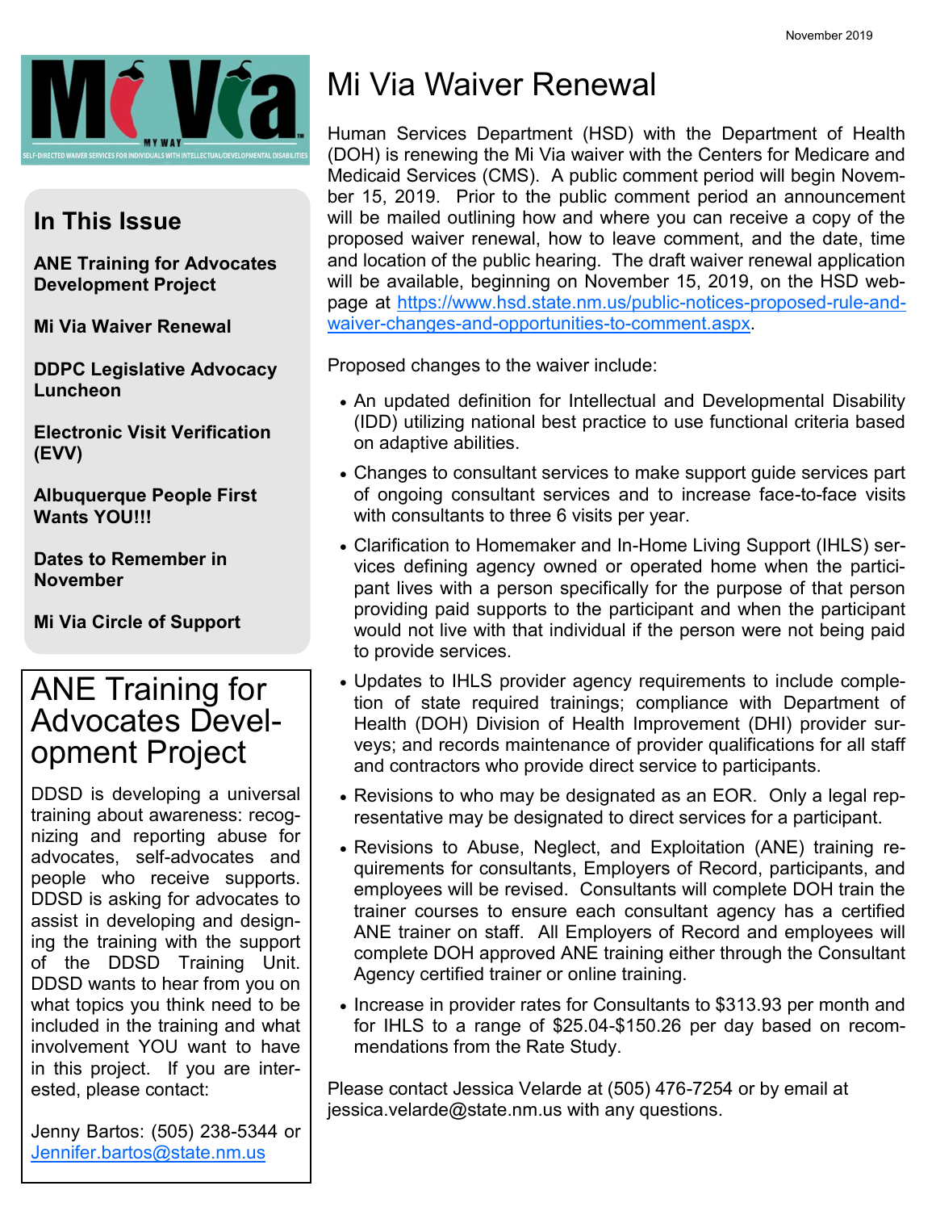November 2019

Mi Via MY WAY

SELF-DIRECTED WAIVER SERVICES FOR INDIVIDUALS WITH INTELLECTUAL/DEVELOPMENTAL DISABILITIES

## In This Issue

**ANE Training for Advocates Development Project**

**Mi Via Waiver Renewal**

**DDPC Legislative Advocacy Luncheon**

**Electronic Visit Verification (EVV)**

**Albuquerque People First Wants YOU!!!**

**Dates to Remember in November**

**Mi Via Circle of Support**

# ANE Training for Advocates Development Project

DDSD is developing a universal training about awareness: recognizing and reporting abuse for advocates, self-advocates and people who receive supports. DDSD is asking for advocates to assist in developing and designing the training with the support of the DDSD Training Unit. DDSD wants to hear from you on what topics you think need to be included in the training and what involvement YOU want to have in this project. If you are interested, please contact:

Jenny Bartos: (505) 238-5344 or [Jennifer.bartos@state.nm.us](mailto:Jennifer.bartos@state.nm.us)

# Mi Via Waiver Renewal

Human Services Department (HSD) with the Department of Health (DOH) is renewing the Mi Via waiver with the Centers for Medicare and Medicaid Services (CMS). A public comment period will begin November 15, 2019. Prior to the public comment period an announcement will be mailed outlining how and where you can receive a copy of the proposed waiver renewal, how to leave comment, and the date, time and location of the public hearing. The draft waiver renewal application will be available, beginning on November 15, 2019, on the HSD webpage at [https://www.hsd.state.nm.us/public-notices-proposed-rule-and-waiver-changes-and-opportunities-to-comment.aspx](https://www.hsd.state.nm.us/public-notices-proposed-rule-and-waiver-changes-and-opportunities-to-comment.aspx).

Proposed changes to the waiver include:

- An updated definition for Intellectual and Developmental Disability (IDD) utilizing national best practice to use functional criteria based on adaptive abilities.
- Changes to consultant services to make support guide services part of ongoing consultant services and to increase face-to-face visits with consultants to three 6 visits per year.
- Clarification to Homemaker and In-Home Living Support (IHLS) services defining agency owned or operated home when the participant lives with a person specifically for the purpose of that person providing paid supports to the participant and when the participant would not live with that individual if the person were not being paid to provide services.
- Updates to IHLS provider agency requirements to include completion of state required trainings; compliance with Department of Health (DOH) Division of Health Improvement (DHI) provider surveys; and records maintenance of provider qualifications for all staff and contractors who provide direct service to participants.
- Revisions to who may be designated as an EOR. Only a legal representative may be designated to direct services for a participant.
- Revisions to Abuse, Neglect, and Exploitation (ANE) training requirements for consultants, Employers of Record, participants, and employees will be revised. Consultants will complete DOH train the trainer courses to ensure each consultant agency has a certified ANE trainer on staff. All Employers of Record and employees will complete DOH approved ANE training either through the Consultant Agency certified trainer or online training.
- Increase in provider rates for Consultants to $313.93 per month and for IHLS to a range of $25.04-$150.26 per day based on recommendations from the Rate Study.

Please contact Jessica Velarde at (505) 476-7254 or by email at jessica.velarde@state.nm.us with any questions.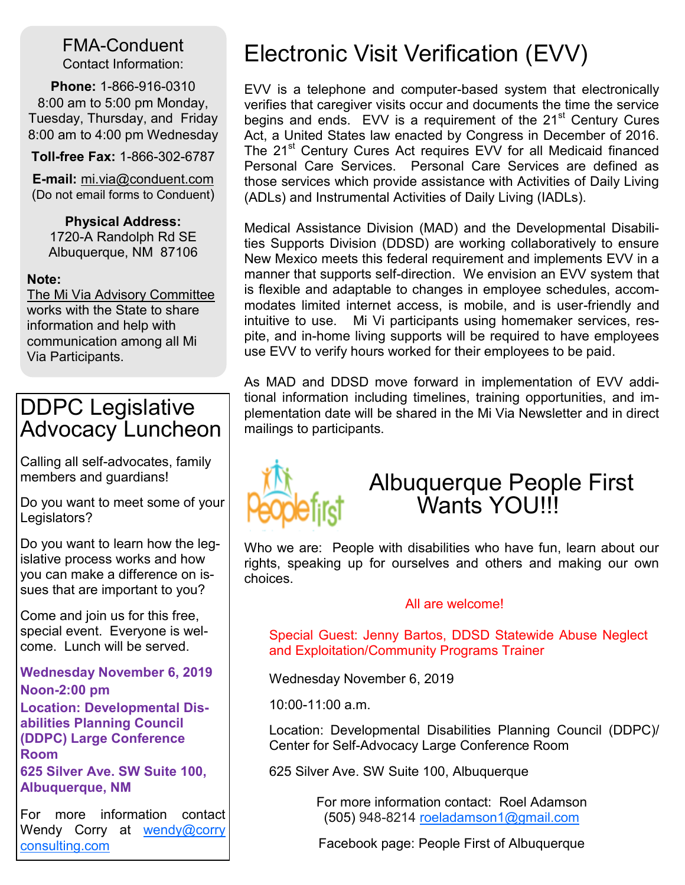## FMA-Conduent

Contact Information:

**Phone:** 1-866-916-0310
8:00 am to 5:00 pm Monday, Tuesday, Thursday, and Friday
8:00 am to 4:00 pm Wednesday

**Toll-free Fax:** 1-866-302-6787

**E-mail:** mi.via@conduent.com
(Do not email forms to Conduent)

**Physical Address:**
1720-A Randolph Rd SE
Albuquerque, NM 87106

**Note:**
The Mi Via Advisory Committee works with the State to share information and help with communication among all Mi Via Participants.

## DDPC Legislative Advocacy Luncheon

Calling all self-advocates, family members and guardians!

Do you want to meet some of your Legislators?

Do you want to learn how the legislative process works and how you can make a difference on issues that are important to you?

Come and join us for this free, special event. Everyone is welcome. Lunch will be served.

**Wednesday November 6, 2019**
**Noon-2:00 pm**
**Location: Developmental Disabilities Planning Council (DDPC) Large Conference Room**
**625 Silver Ave. SW Suite 100, Albuquerque, NM**

For more information contact Wendy Corry at wendy@corryconsulting.com

# Electronic Visit Verification (EVV)

EVV is a telephone and computer-based system that electronically verifies that caregiver visits occur and documents the time the service begins and ends. EVV is a requirement of the 21st Century Cures Act, a United States law enacted by Congress in December of 2016. The 21st Century Cures Act requires EVV for all Medicaid financed Personal Care Services. Personal Care Services are defined as those services which provide assistance with Activities of Daily Living (ADLs) and Instrumental Activities of Daily Living (IADLs).

Medical Assistance Division (MAD) and the Developmental Disabilities Supports Division (DDSD) are working collaboratively to ensure New Mexico meets this federal requirement and implements EVV in a manner that supports self-direction. We envision an EVV system that is flexible and adaptable to changes in employee schedules, accommodates limited internet access, is mobile, and is user-friendly and intuitive to use. Mi Vi participants using homemaker services, respite, and in-home living supports will be required to have employees use EVV to verify hours worked for their employees to be paid.

As MAD and DDSD move forward in implementation of EVV additional information including timelines, training opportunities, and implementation date will be shared in the Mi Via Newsletter and in direct mailings to participants.

# Albuquerque People First Wants YOU!!!

Who we are: People with disabilities who have fun, learn about our rights, speaking up for ourselves and others and making our own choices.

All are welcome!

Special Guest: Jenny Bartos, DDSD Statewide Abuse Neglect and Exploitation/Community Programs Trainer

Wednesday November 6, 2019

10:00-11:00 a.m.

Location: Developmental Disabilities Planning Council (DDPC)/ Center for Self-Advocacy Large Conference Room

625 Silver Ave. SW Suite 100, Albuquerque

For more information contact: Roel Adamson
(505) 948-8214 roeladamson1@gmail.com

Facebook page: People First of Albuquerque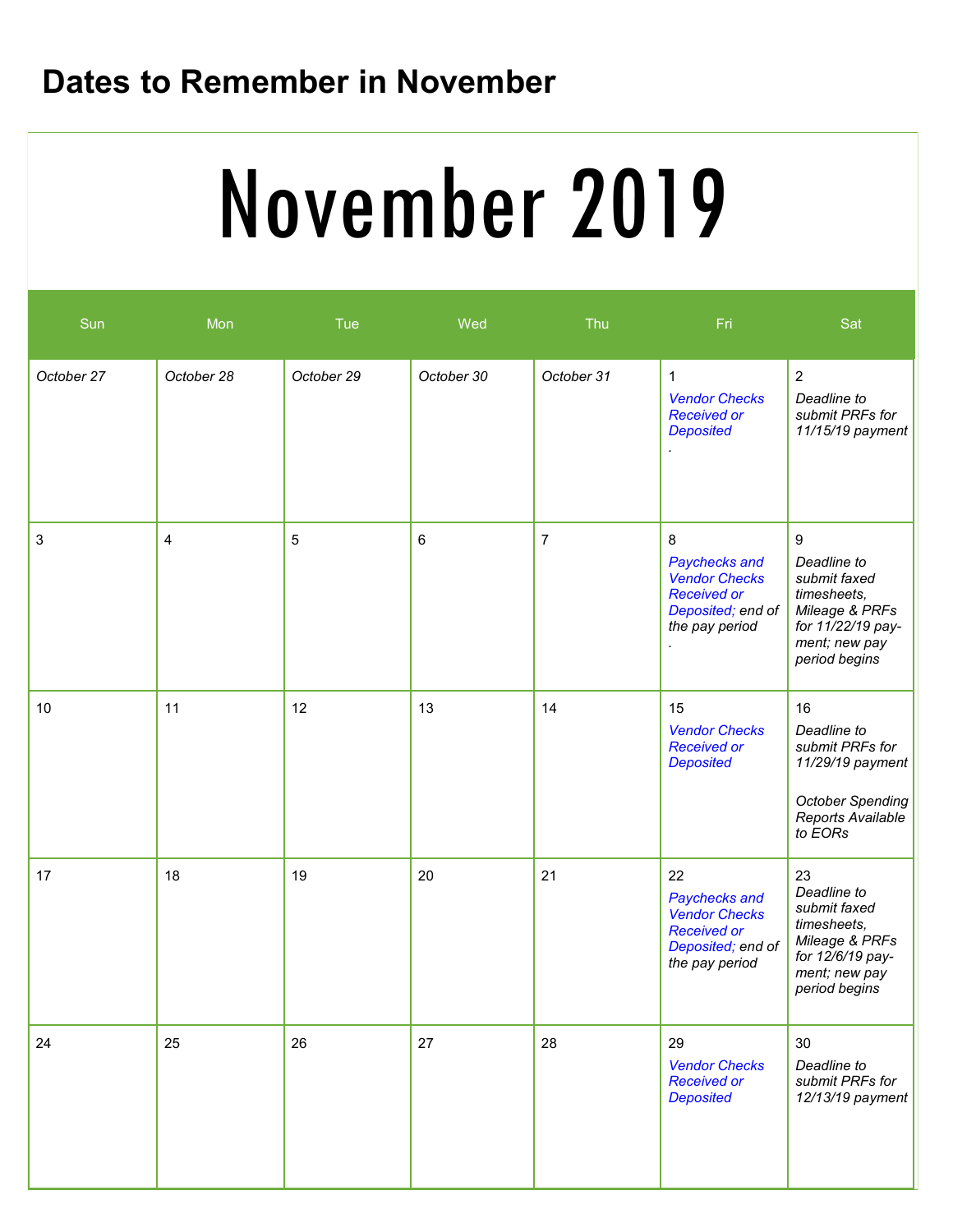# Dates to Remember in November

## November 2019

| Sun | Mon | Tue | Wed | Thu | Fri | Sat |
|---|---|---|---|---|---|---|
| *October 27* | *October 28* | *October 29* | *October 30* | *October 31* | 1 *Vendor Checks Received or Deposited* . | 2 *Deadline to submit PRFs for 11/15/19 payment* |
| 3 | 4 | 5 | 6 | 7 | 8 *Paychecks and Vendor Checks Received or Deposited; end of the pay period* . | 9 *Deadline to submit faxed timesheets, Mileage & PRFs for 11/22/19 payment; new pay period begins* |
| 10 | 11 | 12 | 13 | 14 | 15 *Vendor Checks Received or Deposited* | 16 *Deadline to submit PRFs for 11/29/19 payment* *October Spending Reports Available to EORs* |
| 17 | 18 | 19 | 20 | 21 | 22 *Paychecks and Vendor Checks Received or Deposited; end of the pay period* | 23 *Deadline to submit faxed timesheets, Mileage & PRFs for 12/6/19 payment; new pay period begins* |
| 24 | 25 | 26 | 27 | 28 | 29 *Vendor Checks Received or Deposited* | 30 *Deadline to submit PRFs for 12/13/19 payment* |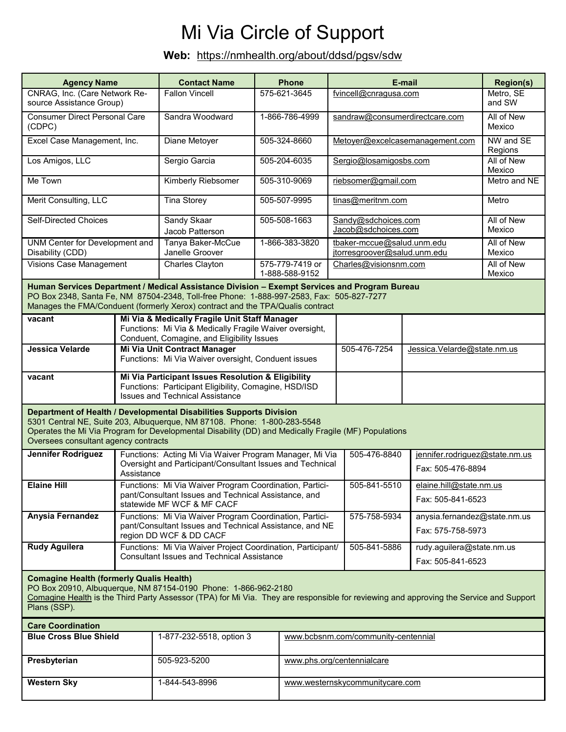# Mi Via Circle of Support

**Web:** https://nmhealth.org/about/ddsd/pgsv/sdw

| Agency Name | Contact Name | Phone | E-mail | Region(s) |
|---|---|---|---|---|
| CNRAG, Inc. (Care Network Resource Assistance Group) | Fallon Vincell | 575-621-3645 | fvincell@cnragusa.com | Metro, SE and SW |
| Consumer Direct Personal Care (CDPC) | Sandra Woodward | 1-866-786-4999 | sandraw@consumerdirectcare.com | All of New Mexico |
| Excel Case Management, Inc. | Diane Metoyer | 505-324-8660 | Metoyer@excelcasemanagement.com | NW and SE Regions |
| Los Amigos, LLC | Sergio Garcia | 505-204-6035 | Sergio@losamigosbs.com | All of New Mexico |
| Me Town | Kimberly Riebsomer | 505-310-9069 | riebsomer@gmail.com | Metro and NE |
| Merit Consulting, LLC | Tina Storey | 505-507-9995 | tinas@meritnm.com | Metro |
| Self-Directed Choices | Sandy Skaar<br>Jacob Patterson | 505-508-1663 | Sandy@sdchoices.com<br>Jacob@sdchoices.com | All of New Mexico |
| UNM Center for Development and Disability (CDD) | Tanya Baker-McCue<br>Janelle Groover | 1-866-383-3820 | tbaker-mccue@salud.unm.edu<br>jtorresgroover@salud.unm.edu | All of New Mexico |
| Visions Case Management | Charles Clayton | 575-779-7419 or 1-888-588-9152 | Charles@visionsnm.com | All of New Mexico |

**Human Services Department / Medical Assistance Division – Exempt Services and Program Bureau**
PO Box 2348, Santa Fe, NM 87504-2348, Toll-free Phone: 1-888-997-2583, Fax: 505-827-7277
Manages the FMA/Conduent (formerly Xerox) contract and the TPA/Qualis contract

| | | | |
|---|---|---|---|
| **vacant** | **Mi Via & Medically Fragile Unit Staff Manager**<br>Functions: Mi Via & Medically Fragile Waiver oversight, Conduent, Comagine, and Eligibility Issues | | |
| **Jessica Velarde** | **Mi Via Unit Contract Manager**<br>Functions: Mi Via Waiver oversight, Conduent issues | 505-476-7254 | Jessica.Velarde@state.nm.us |
| **vacant** | **Mi Via Participant Issues Resolution & Eligibility**<br>Functions: Participant Eligibility, Comagine, HSD/ISD Issues and Technical Assistance | | |

**Department of Health / Developmental Disabilities Supports Division**
5301 Central NE, Suite 203, Albuquerque, NM 87108. Phone: 1-800-283-5548
Operates the Mi Via Program for Developmental Disability (DD) and Medically Fragile (MF) Populations
Oversees consultant agency contracts

| | | | |
|---|---|---|---|
| **Jennifer Rodriguez** | Functions: Acting Mi Via Waiver Program Manager, Mi Via Oversight and Participant/Consultant Issues and Technical Assistance | 505-476-8840 | jennifer.rodriguez@state.nm.us<br>Fax: 505-476-8894 |
| **Elaine Hill** | Functions: Mi Via Waiver Program Coordination, Participant/Consultant Issues and Technical Assistance, and statewide MF WCF & MF CACF | 505-841-5510 | elaine.hill@state.nm.us<br>Fax: 505-841-6523 |
| **Anysia Fernandez** | Functions: Mi Via Waiver Program Coordination, Participant/Consultant Issues and Technical Assistance, and NE region DD WCF & DD CACF | 575-758-5934 | anysia.fernandez@state.nm.us<br>Fax: 575-758-5973 |
| **Rudy Aguilera** | Functions: Mi Via Waiver Project Coordination, Participant/Consultant Issues and Technical Assistance | 505-841-5886 | rudy.aguilera@state.nm.us<br>Fax: 505-841-6523 |

**Comagine Health (formerly Qualis Health)**
PO Box 20910, Albuquerque, NM 87154-0190 Phone: 1-866-962-2180
Comagine Health is the Third Party Assessor (TPA) for Mi Via. They are responsible for reviewing and approving the Service and Support Plans (SSP).

**Care Coordination**

| | | |
|---|---|---|
| **Blue Cross Blue Shield** | 1-877-232-5518, option 3 | www.bcbsnm.com/community-centennial |
| **Presbyterian** | 505-923-5200 | www.phs.org/centennialcare |
| **Western Sky** | 1-844-543-8996 | www.westernskycommunitycare.com |